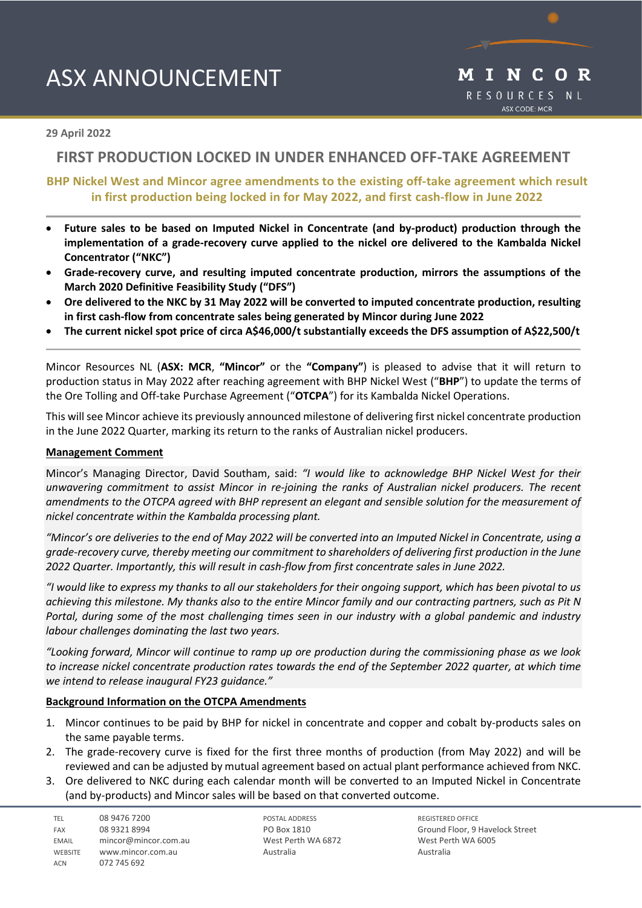# ASX ANNOUNCEMENT

MINCOR RESOURCES NL
ASX CODE: MCR

**29 April 2022**

## FIRST PRODUCTION LOCKED IN UNDER ENHANCED OFF-TAKE AGREEMENT

**BHP Nickel West and Mincor agree amendments to the existing off-take agreement which result in first production being locked in for May 2022, and first cash-flow in June 2022**

- **Future sales to be based on Imputed Nickel in Concentrate (and by-product) production through the implementation of a grade-recovery curve applied to the nickel ore delivered to the Kambalda Nickel Concentrator ("NKC")**
- **Grade-recovery curve, and resulting imputed concentrate production, mirrors the assumptions of the March 2020 Definitive Feasibility Study ("DFS")**
- **Ore delivered to the NKC by 31 May 2022 will be converted to imputed concentrate production, resulting in first cash-flow from concentrate sales being generated by Mincor during June 2022**
- **The current nickel spot price of circa A$46,000/t substantially exceeds the DFS assumption of A$22,500/t**

Mincor Resources NL (**ASX: MCR**, **"Mincor"** or the **"Company"**) is pleased to advise that it will return to production status in May 2022 after reaching agreement with BHP Nickel West ("**BHP**") to update the terms of the Ore Tolling and Off-take Purchase Agreement ("**OTCPA**") for its Kambalda Nickel Operations.

This will see Mincor achieve its previously announced milestone of delivering first nickel concentrate production in the June 2022 Quarter, marking its return to the ranks of Australian nickel producers.

### Management Comment

Mincor's Managing Director, David Southam, said: *"I would like to acknowledge BHP Nickel West for their unwavering commitment to assist Mincor in re-joining the ranks of Australian nickel producers. The recent amendments to the OTCPA agreed with BHP represent an elegant and sensible solution for the measurement of nickel concentrate within the Kambalda processing plant.*

*"Mincor's ore deliveries to the end of May 2022 will be converted into an Imputed Nickel in Concentrate, using a grade-recovery curve, thereby meeting our commitment to shareholders of delivering first production in the June 2022 Quarter. Importantly, this will result in cash-flow from first concentrate sales in June 2022.*

*"I would like to express my thanks to all our stakeholders for their ongoing support, which has been pivotal to us achieving this milestone. My thanks also to the entire Mincor family and our contracting partners, such as Pit N Portal, during some of the most challenging times seen in our industry with a global pandemic and industry labour challenges dominating the last two years.*

*"Looking forward, Mincor will continue to ramp up ore production during the commissioning phase as we look to increase nickel concentrate production rates towards the end of the September 2022 quarter, at which time we intend to release inaugural FY23 guidance."*

### Background Information on the OTCPA Amendments

1. Mincor continues to be paid by BHP for nickel in concentrate and copper and cobalt by-products sales on the same payable terms.
2. The grade-recovery curve is fixed for the first three months of production (from May 2022) and will be reviewed and can be adjusted by mutual agreement based on actual plant performance achieved from NKC.
3. Ore delivered to NKC during each calendar month will be converted to an Imputed Nickel in Concentrate (and by-products) and Mincor sales will be based on that converted outcome.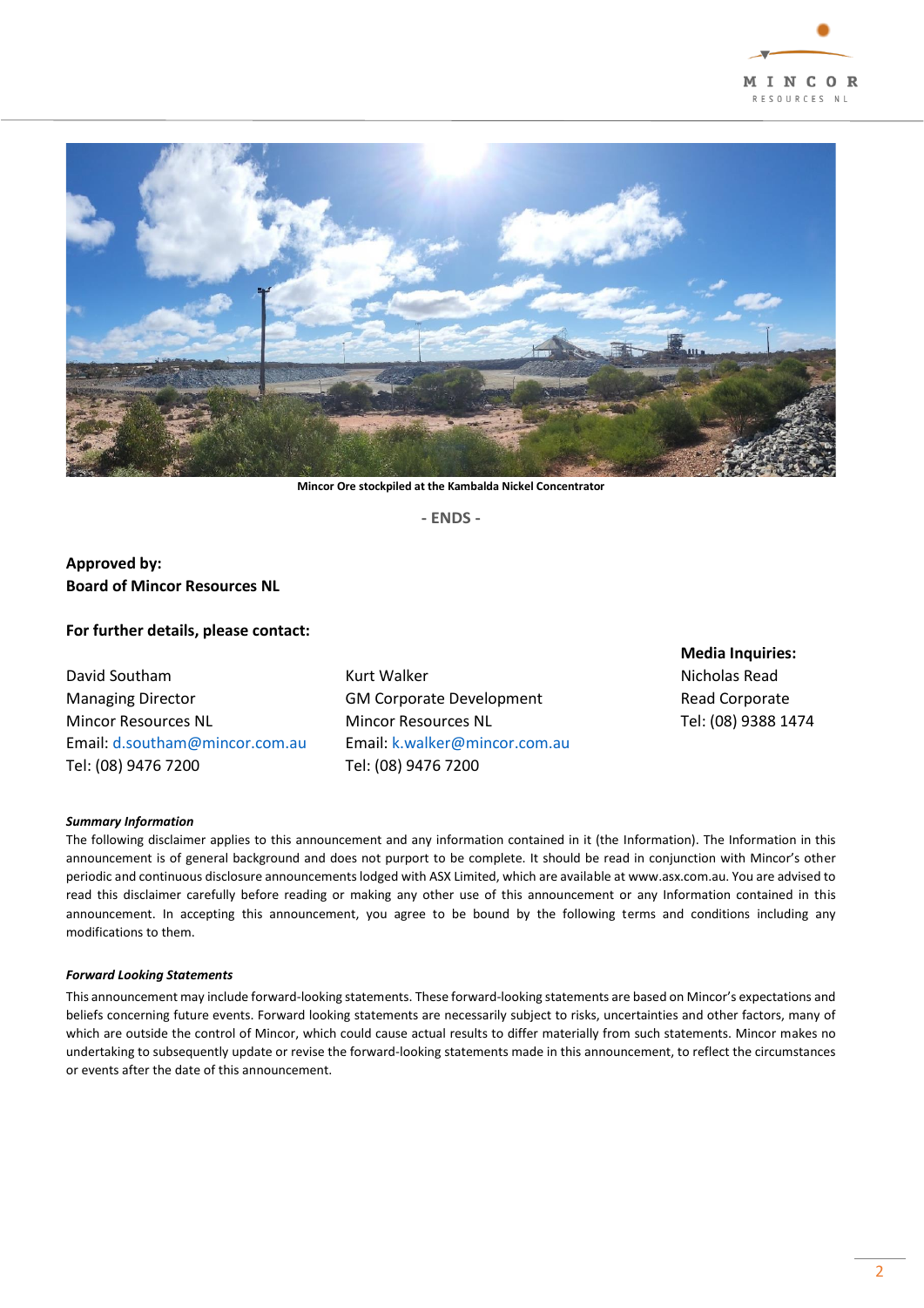Mincor Ore stockpiled at the Kambalda Nickel Concentrator

- ENDS -

**Approved by:**
**Board of Mincor Resources NL**

**For further details, please contact:**

David Southam
Managing Director
Mincor Resources NL
Email: d.southam@mincor.com.au
Tel: (08) 9476 7200

Kurt Walker
GM Corporate Development
Mincor Resources NL
Email: k.walker@mincor.com.au
Tel: (08) 9476 7200

**Media Inquiries:**
Nicholas Read
Read Corporate
Tel: (08) 9388 1474

***Summary Information***

The following disclaimer applies to this announcement and any information contained in it (the Information). The Information in this announcement is of general background and does not purport to be complete. It should be read in conjunction with Mincor's other periodic and continuous disclosure announcements lodged with ASX Limited, which are available at www.asx.com.au. You are advised to read this disclaimer carefully before reading or making any other use of this announcement or any Information contained in this announcement. In accepting this announcement, you agree to be bound by the following terms and conditions including any modifications to them.

***Forward Looking Statements***

This announcement may include forward-looking statements. These forward-looking statements are based on Mincor's expectations and beliefs concerning future events. Forward looking statements are necessarily subject to risks, uncertainties and other factors, many of which are outside the control of Mincor, which could cause actual results to differ materially from such statements. Mincor makes no undertaking to subsequently update or revise the forward-looking statements made in this announcement, to reflect the circumstances or events after the date of this announcement.